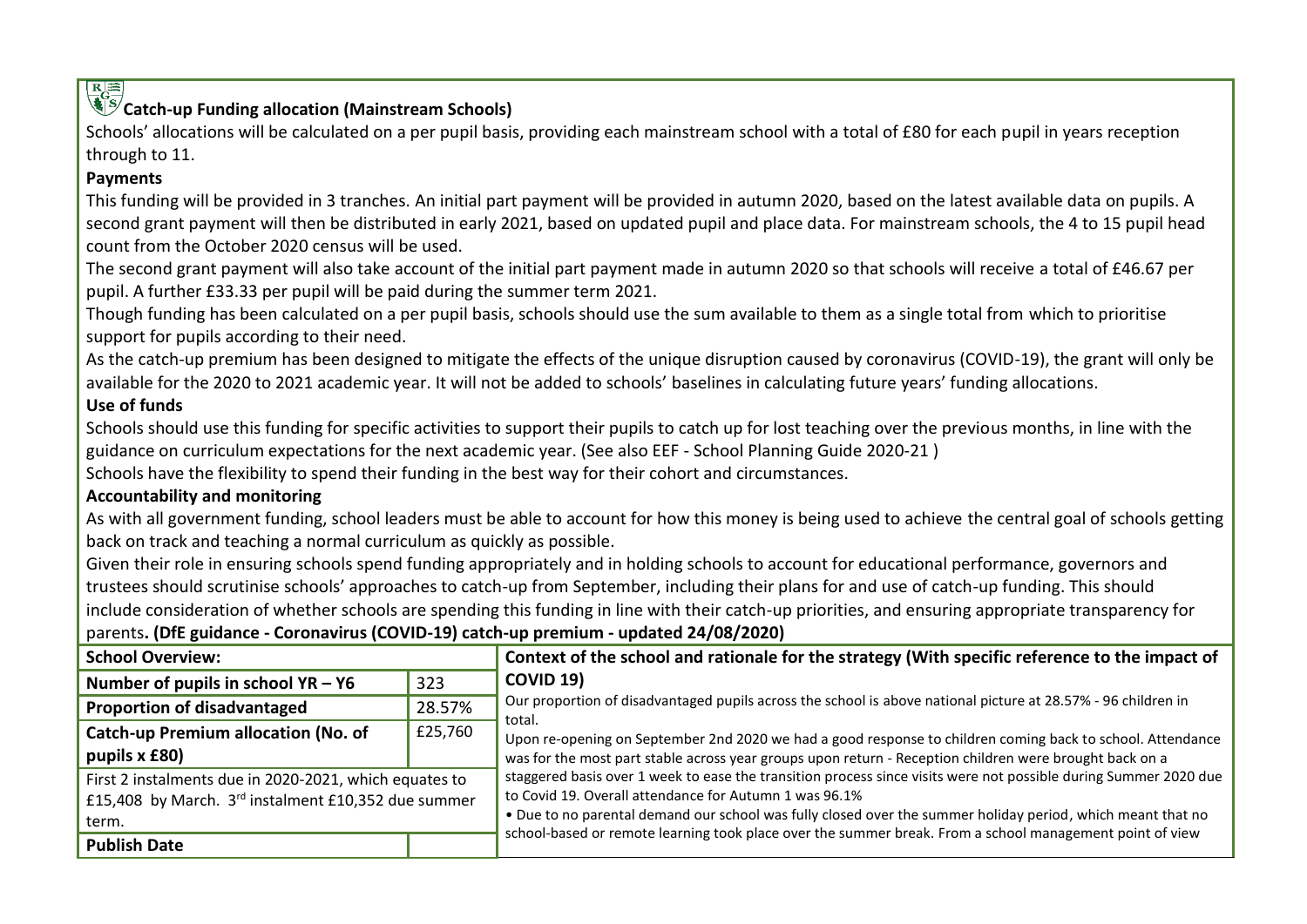## Catch-up Funding allocation (Mainstream Schools)

Schools' allocations will be calculated on a per pupil basis, providing each mainstream school with a total of £80 for each pupil in years reception through to 11.

### Payments

This funding will be provided in 3 tranches. An initial part payment will be provided in autumn 2020, based on the latest available data on pupils. A second grant payment will then be distributed in early 2021, based on updated pupil and place data. For mainstream schools, the 4 to 15 pupil head count from the October 2020 census will be used.

The second grant payment will also take account of the initial part payment made in autumn 2020 so that schools will receive a total of £46.67 per pupil. A further £33.33 per pupil will be paid during the summer term 2021.

Though funding has been calculated on a per pupil basis, schools should use the sum available to them as a single total from which to prioritise support for pupils according to their need.

As the catch-up premium has been designed to mitigate the effects of the unique disruption caused by coronavirus (COVID-19), the grant will only be available for the 2020 to 2021 academic year. It will not be added to schools' baselines in calculating future years' funding allocations.

### Use of funds

Schools should use this funding for specific activities to support their pupils to catch up for lost teaching over the previous months, in line with the guidance on curriculum expectations for the next academic year. (See also EEF - School Planning Guide 2020-21 )

Schools have the flexibility to spend their funding in the best way for their cohort and circumstances.

### Accountability and monitoring

As with all government funding, school leaders must be able to account for how this money is being used to achieve the central goal of schools getting back on track and teaching a normal curriculum as quickly as possible.

Given their role in ensuring schools spend funding appropriately and in holding schools to account for educational performance, governors and trustees should scrutinise schools' approaches to catch-up from September, including their plans for and use of catch-up funding. This should include consideration of whether schools are spending this funding in line with their catch-up priorities, and ensuring appropriate transparency for parents**. (DfE guidance - Coronavirus (COVID-19) catch-up premium - updated 24/08/2020)**

| **School Overview:** | |
|---|---|
| **Number of pupils in school YR – Y6** | 323 |
| **Proportion of disadvantaged** | 28.57% |
| **Catch-up Premium allocation (No. of pupils x £80)** | £25,760 |
| First 2 instalments due in 2020-2021, which equates to £15,408 by March. 3rd instalment £10,352 due summer term. | |
| **Publish Date** | |

**Context of the school and rationale for the strategy (With specific reference to the impact of COVID 19)**

Our proportion of disadvantaged pupils across the school is above national picture at 28.57% - 96 children in total.

Upon re-opening on September 2nd 2020 we had a good response to children coming back to school. Attendance was for the most part stable across year groups upon return - Reception children were brought back on a staggered basis over 1 week to ease the transition process since visits were not possible during Summer 2020 due to Covid 19. Overall attendance for Autumn 1 was 96.1%

- Due to no parental demand our school was fully closed over the summer holiday period, which meant that no school-based or remote learning took place over the summer break. From a school management point of view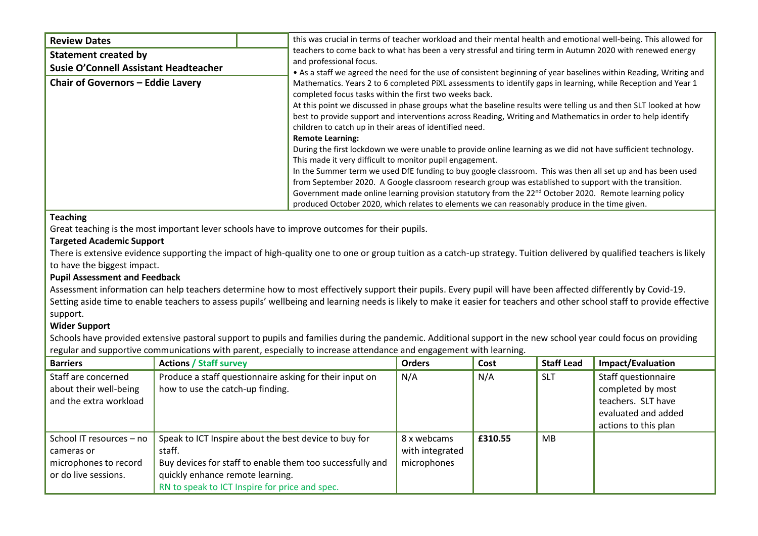| Review Dates | |
|---|---|
| **Statement created by** **Susie O'Connell Assistant Headteacher** | |
| **Chair of Governors – Eddie Lavery** | |

this was crucial in terms of teacher workload and their mental health and emotional well-being. This allowed for teachers to come back to what has been a very stressful and tiring term in Autumn 2020 with renewed energy and professional focus.

• As a staff we agreed the need for the use of consistent beginning of year baselines within Reading, Writing and Mathematics. Years 2 to 6 completed PiXL assessments to identify gaps in learning, while Reception and Year 1 completed focus tasks within the first two weeks back.

At this point we discussed in phase groups what the baseline results were telling us and then SLT looked at how best to provide support and interventions across Reading, Writing and Mathematics in order to help identify children to catch up in their areas of identified need.

**Remote Learning:**

During the first lockdown we were unable to provide online learning as we did not have sufficient technology. This made it very difficult to monitor pupil engagement.

In the Summer term we used DfE funding to buy google classroom. This was then all set up and has been used from September 2020. A Google classroom research group was established to support with the transition. Government made online learning provision statutory from the 22nd October 2020. Remote learning policy produced October 2020, which relates to elements we can reasonably produce in the time given.

**Teaching**

Great teaching is the most important lever schools have to improve outcomes for their pupils.

**Targeted Academic Support**

There is extensive evidence supporting the impact of high-quality one to one or group tuition as a catch-up strategy. Tuition delivered by qualified teachers is likely to have the biggest impact.

**Pupil Assessment and Feedback**

Assessment information can help teachers determine how to most effectively support their pupils. Every pupil will have been affected differently by Covid-19. Setting aside time to enable teachers to assess pupils' wellbeing and learning needs is likely to make it easier for teachers and other school staff to provide effective support.

**Wider Support**

Schools have provided extensive pastoral support to pupils and families during the pandemic. Additional support in the new school year could focus on providing regular and supportive communications with parent, especially to increase attendance and engagement with learning.

| Barriers | Actions / Staff survey | Orders | Cost | Staff Lead | Impact/Evaluation |
|---|---|---|---|---|---|
| Staff are concerned about their well-being and the extra workload | Produce a staff questionnaire asking for their input on how to use the catch-up finding. | N/A | N/A | SLT | Staff questionnaire completed by most teachers. SLT have evaluated and added actions to this plan |
| School IT resources – no cameras or microphones to record or do live sessions. | Speak to ICT Inspire about the best device to buy for staff. Buy devices for staff to enable them too successfully and quickly enhance remote learning. RN to speak to ICT Inspire for price and spec. | 8 x webcams with integrated microphones | **£310.55** | MB | |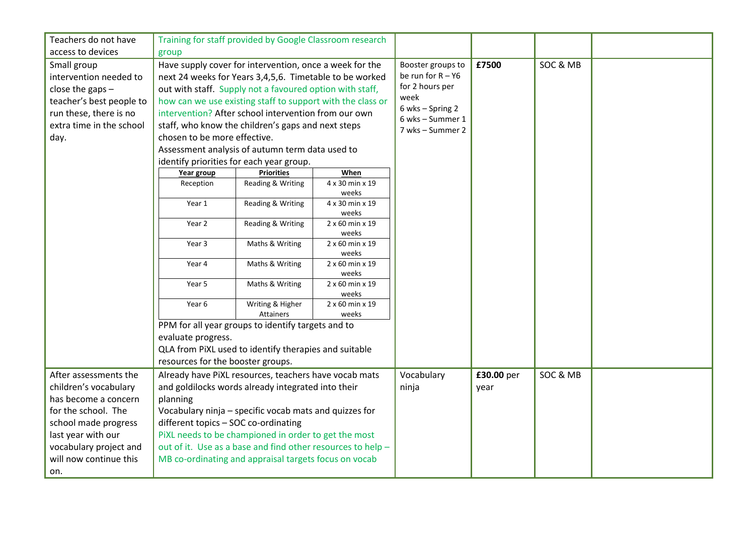| | | | | | |
|---|---|---|---|---|---|
| Teachers do not have access to devices | Training for staff provided by Google Classroom research group | | | | |
| Small group intervention needed to close the gaps – teacher's best people to run these, there is no extra time in the school day. | Have supply cover for intervention, once a week for the next 24 weeks for Years 3,4,5,6. Timetable to be worked out with staff. Supply not a favoured option with staff, how can we use existing staff to support with the class or intervention? After school intervention from our own staff, who know the children's gaps and next steps chosen to be more effective.<br>Assessment analysis of autumn term data used to identify priorities for each year group.<br><br>**Year group** – **Priorities** – **When**<br>Reception – Reading & Writing – 4 x 30 min x 19 weeks<br>Year 1 – Reading & Writing – 4 x 30 min x 19 weeks<br>Year 2 – Reading & Writing – 2 x 60 min x 19 weeks<br>Year 3 – Maths & Writing – 2 x 60 min x 19 weeks<br>Year 4 – Maths & Writing – 2 x 60 min x 19 weeks<br>Year 5 – Maths & Writing – 2 x 60 min x 19 weeks<br>Year 6 – Writing & Higher Attainers – 2 x 60 min x 19 weeks<br><br>PPM for all year groups to identify targets and to evaluate progress.<br>QLA from PiXL used to identify therapies and suitable resources for the booster groups. | Booster groups to be run for R – Y6 for 2 hours per week<br>6 wks – Spring 2<br>6 wks – Summer 1<br>7 wks – Summer 2 | **£7500** | SOC & MB | |
| After assessments the children's vocabulary has become a concern for the school. The school made progress last year with our vocabulary project and will now continue this on. | Already have PiXL resources, teachers have vocab mats and goldilocks words already integrated into their planning<br>Vocabulary ninja – specific vocab mats and quizzes for different topics – SOC co-ordinating<br>PiXL needs to be championed in order to get the most out of it. Use as a base and find other resources to help – MB co-ordinating and appraisal targets focus on vocab | Vocabulary ninja | **£30.00** per year | SOC & MB | |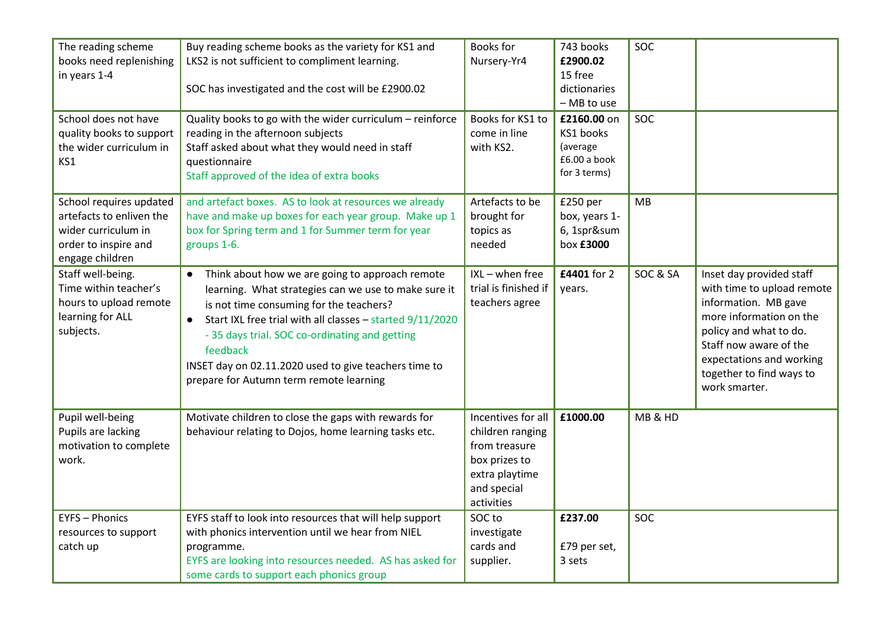| | | | | | |
|---|---|---|---|---|---|
| The reading scheme books need replenishing in years 1-4 | Buy reading scheme books as the variety for KS1 and LKS2 is not sufficient to compliment learning.<br><br>SOC has investigated and the cost will be £2900.02 | Books for Nursery-Yr4 | 743 books **£2900.02** 15 free dictionaries – MB to use | SOC | |
| School does not have quality books to support the wider curriculum in KS1 | Quality books to go with the wider curriculum – reinforce reading in the afternoon subjects<br>Staff asked about what they would need in staff questionnaire<br>Staff approved of the idea of extra books | Books for KS1 to come in line with KS2. | **£2160.00** on KS1 books (average £6.00 a book for 3 terms) | SOC | |
| School requires updated artefacts to enliven the wider curriculum in order to inspire and engage children | and artefact boxes. AS to look at resources we already have and make up boxes for each year group. Make up 1 box for Spring term and 1 for Summer term for year groups 1-6. | Artefacts to be brought for topics as needed | £250 per box, years 1-6, 1spr&sum box **£3000** | MB | |
| Staff well-being.<br>Time within teacher's hours to upload remote learning for ALL subjects. | • Think about how we are going to approach remote learning. What strategies can we use to make sure it is not time consuming for the teachers?<br>• Start IXL free trial with all classes – started 9/11/2020 - 35 days trial. SOC co-ordinating and getting feedback<br>INSET day on 02.11.2020 used to give teachers time to prepare for Autumn term remote learning | IXL – when free trial is finished if teachers agree | **£4401** for 2 years. | SOC & SA | Inset day provided staff with time to upload remote information. MB gave more information on the policy and what to do. Staff now aware of the expectations and working together to find ways to work smarter. |
| Pupil well-being<br>Pupils are lacking motivation to complete work. | Motivate children to close the gaps with rewards for behaviour relating to Dojos, home learning tasks etc. | Incentives for all children ranging from treasure box prizes to extra playtime and special activities | **£1000.00** | MB & HD | |
| EYFS – Phonics resources to support catch up | EYFS staff to look into resources that will help support with phonics intervention until we hear from NIEL programme.<br>EYFS are looking into resources needed. AS has asked for some cards to support each phonics group | SOC to investigate cards and supplier. | **£237.00**<br><br>£79 per set, 3 sets | SOC | |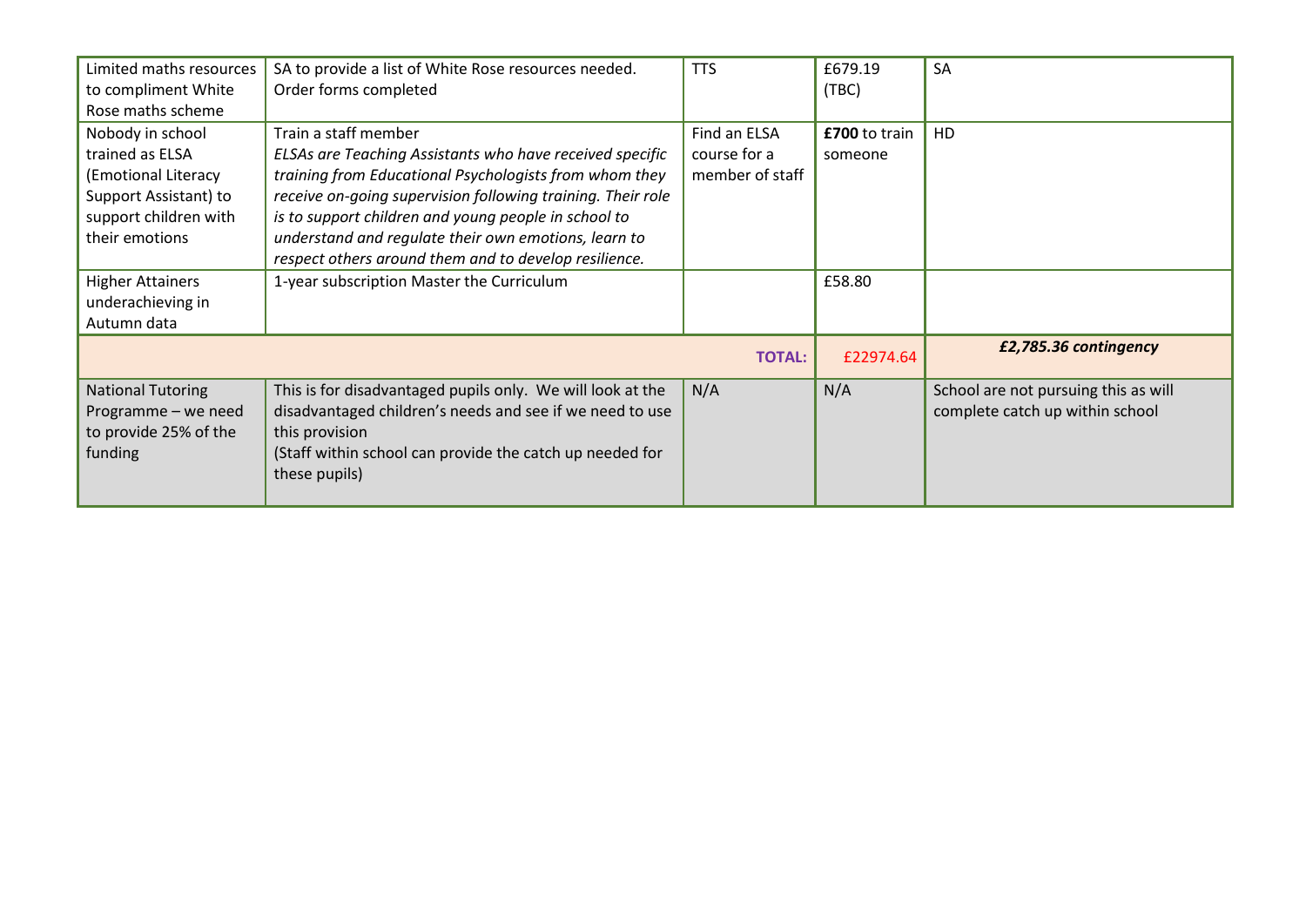| | | | | |
|---|---|---|---|---|
| Limited maths resources to compliment White Rose maths scheme | SA to provide a list of White Rose resources needed. Order forms completed | TTS | £679.19 (TBC) | SA |
| Nobody in school trained as ELSA (Emotional Literacy Support Assistant) to support children with their emotions | Train a staff member *ELSAs are Teaching Assistants who have received specific training from Educational Psychologists from whom they receive on-going supervision following training. Their role is to support children and young people in school to understand and regulate their own emotions, learn to respect others around them and to develop resilience.* | Find an ELSA course for a member of staff | **£700** to train someone | HD |
| Higher Attainers underachieving in Autumn data | 1-year subscription Master the Curriculum | | £58.80 | |
| | | **TOTAL:** | £22974.64 | ***£2,785.36 contingency*** |
| National Tutoring Programme – we need to provide 25% of the funding | This is for disadvantaged pupils only. We will look at the disadvantaged children's needs and see if we need to use this provision (Staff within school can provide the catch up needed for these pupils) | N/A | N/A | School are not pursuing this as will complete catch up within school |